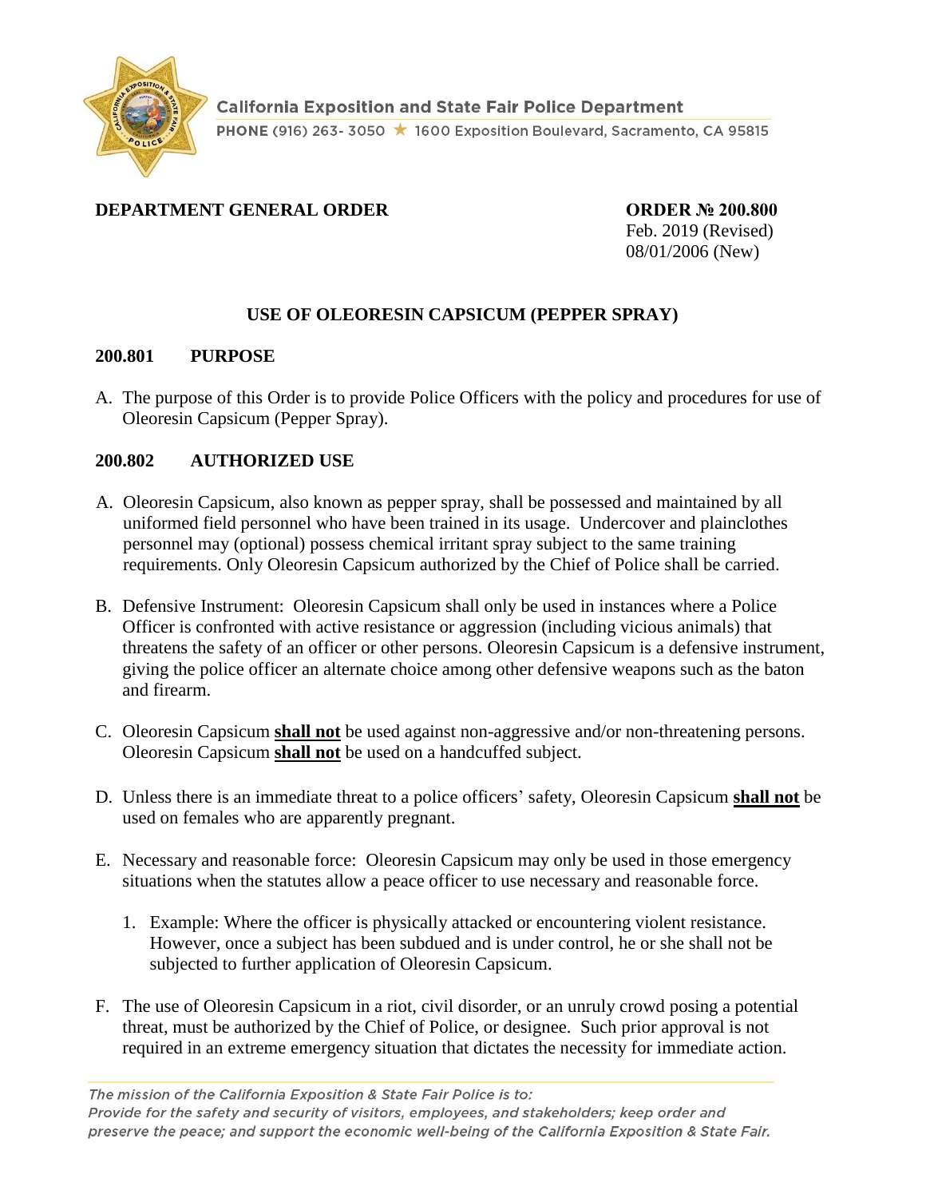California Exposition and State Fair Police Department

PHONE (916) 263- 3050 ★ 1600 Exposition Boulevard, Sacramento, CA 95815

**DEPARTMENT GENERAL ORDER**

**ORDER № 200.800**
Feb. 2019 (Revised)
08/01/2006 (New)

## USE OF OLEORESIN CAPSICUM (PEPPER SPRAY)

### 200.801 PURPOSE

A. The purpose of this Order is to provide Police Officers with the policy and procedures for use of Oleoresin Capsicum (Pepper Spray).

### 200.802 AUTHORIZED USE

A. Oleoresin Capsicum, also known as pepper spray, shall be possessed and maintained by all uniformed field personnel who have been trained in its usage. Undercover and plainclothes personnel may (optional) possess chemical irritant spray subject to the same training requirements. Only Oleoresin Capsicum authorized by the Chief of Police shall be carried.

B. Defensive Instrument: Oleoresin Capsicum shall only be used in instances where a Police Officer is confronted with active resistance or aggression (including vicious animals) that threatens the safety of an officer or other persons. Oleoresin Capsicum is a defensive instrument, giving the police officer an alternate choice among other defensive weapons such as the baton and firearm.

C. Oleoresin Capsicum **shall not** be used against non-aggressive and/or non-threatening persons. Oleoresin Capsicum **shall not** be used on a handcuffed subject.

D. Unless there is an immediate threat to a police officers' safety, Oleoresin Capsicum **shall not** be used on females who are apparently pregnant.

E. Necessary and reasonable force: Oleoresin Capsicum may only be used in those emergency situations when the statutes allow a peace officer to use necessary and reasonable force.

   1. Example: Where the officer is physically attacked or encountering violent resistance. However, once a subject has been subdued and is under control, he or she shall not be subjected to further application of Oleoresin Capsicum.

F. The use of Oleoresin Capsicum in a riot, civil disorder, or an unruly crowd posing a potential threat, must be authorized by the Chief of Police, or designee. Such prior approval is not required in an extreme emergency situation that dictates the necessity for immediate action.

*The mission of the California Exposition & State Fair Police is to:*
*Provide for the safety and security of visitors, employees, and stakeholders; keep order and preserve the peace; and support the economic well-being of the California Exposition & State Fair.*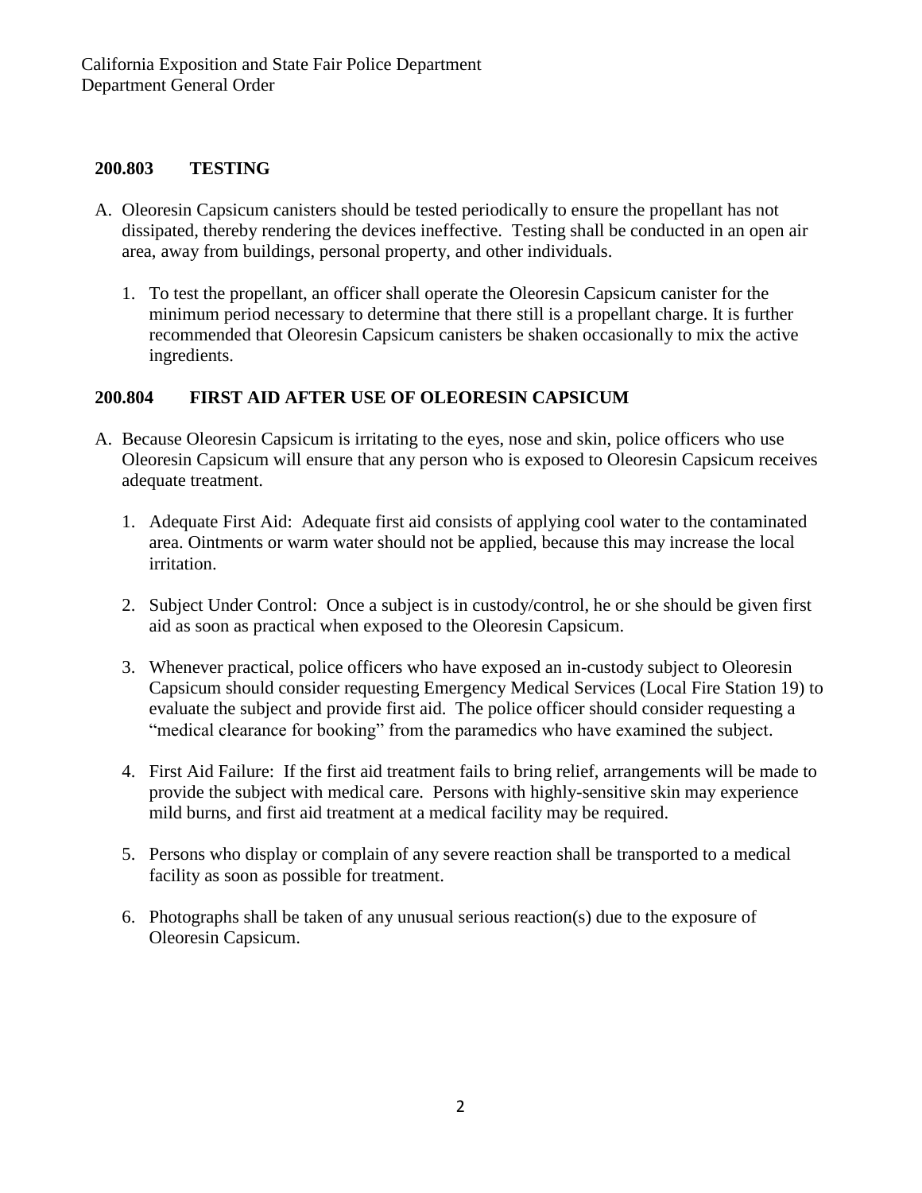## 200.803 TESTING

A. Oleoresin Capsicum canisters should be tested periodically to ensure the propellant has not dissipated, thereby rendering the devices ineffective. Testing shall be conducted in an open air area, away from buildings, personal property, and other individuals.

   1. To test the propellant, an officer shall operate the Oleoresin Capsicum canister for the minimum period necessary to determine that there still is a propellant charge. It is further recommended that Oleoresin Capsicum canisters be shaken occasionally to mix the active ingredients.

## 200.804 FIRST AID AFTER USE OF OLEORESIN CAPSICUM

A. Because Oleoresin Capsicum is irritating to the eyes, nose and skin, police officers who use Oleoresin Capsicum will ensure that any person who is exposed to Oleoresin Capsicum receives adequate treatment.

   1. Adequate First Aid: Adequate first aid consists of applying cool water to the contaminated area. Ointments or warm water should not be applied, because this may increase the local irritation.

   2. Subject Under Control: Once a subject is in custody/control, he or she should be given first aid as soon as practical when exposed to the Oleoresin Capsicum.

   3. Whenever practical, police officers who have exposed an in-custody subject to Oleoresin Capsicum should consider requesting Emergency Medical Services (Local Fire Station 19) to evaluate the subject and provide first aid. The police officer should consider requesting a "medical clearance for booking" from the paramedics who have examined the subject.

   4. First Aid Failure: If the first aid treatment fails to bring relief, arrangements will be made to provide the subject with medical care. Persons with highly-sensitive skin may experience mild burns, and first aid treatment at a medical facility may be required.

   5. Persons who display or complain of any severe reaction shall be transported to a medical facility as soon as possible for treatment.

   6. Photographs shall be taken of any unusual serious reaction(s) due to the exposure of Oleoresin Capsicum.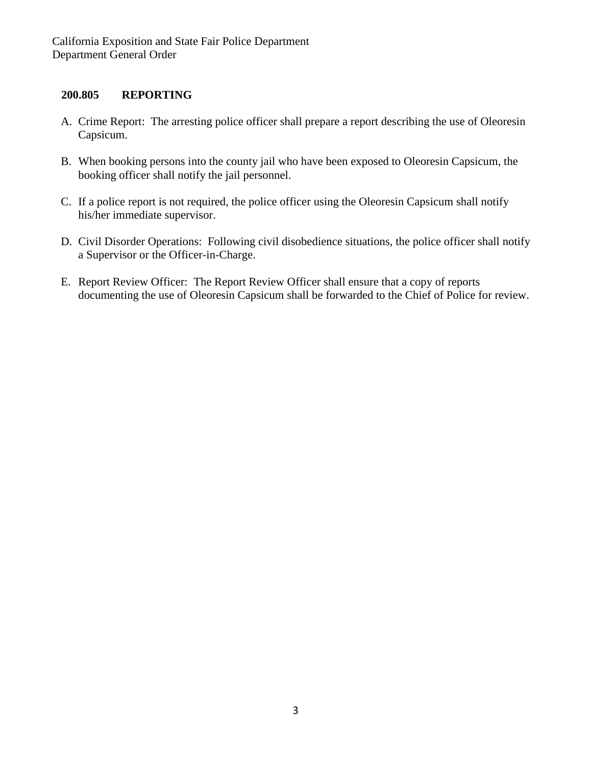### 200.805 REPORTING

A. Crime Report: The arresting police officer shall prepare a report describing the use of Oleoresin Capsicum.

B. When booking persons into the county jail who have been exposed to Oleoresin Capsicum, the booking officer shall notify the jail personnel.

C. If a police report is not required, the police officer using the Oleoresin Capsicum shall notify his/her immediate supervisor.

D. Civil Disorder Operations: Following civil disobedience situations, the police officer shall notify a Supervisor or the Officer-in-Charge.

E. Report Review Officer: The Report Review Officer shall ensure that a copy of reports documenting the use of Oleoresin Capsicum shall be forwarded to the Chief of Police for review.